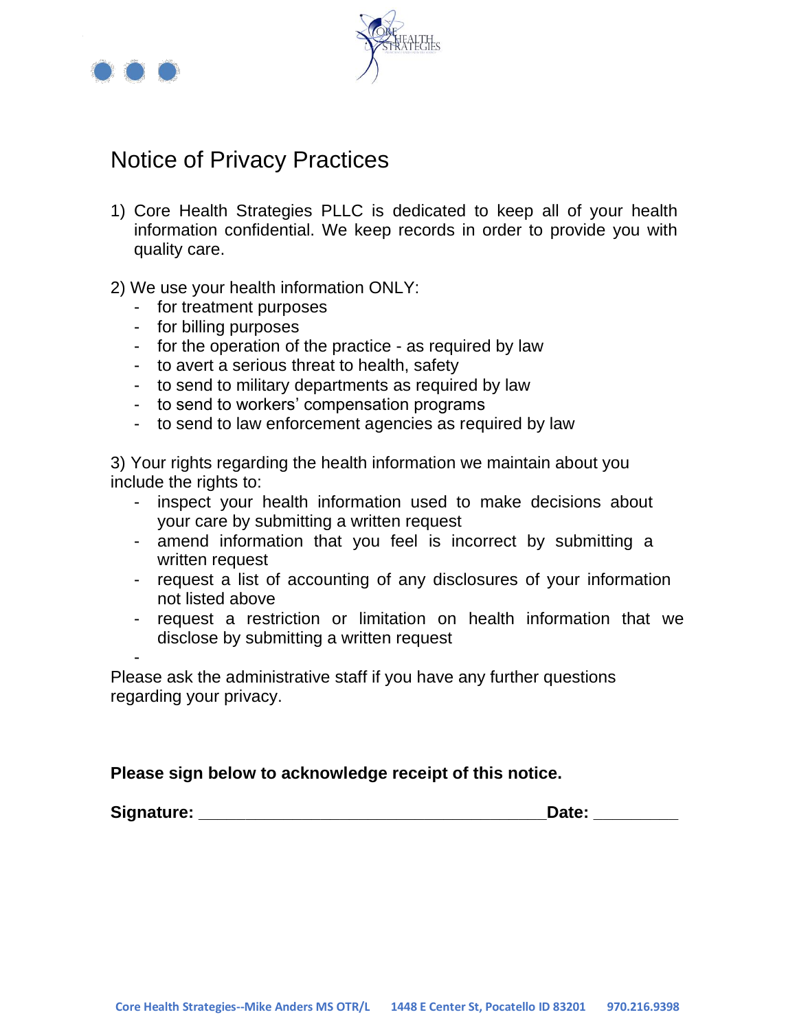# Notice of Privacy Practices

1) Core Health Strategies PLLC is dedicated to keep all of your health information confidential. We keep records in order to provide you with quality care.

2) We use your health information ONLY:
   - for treatment purposes
   - for billing purposes
   - for the operation of the practice - as required by law
   - to avert a serious threat to health, safety
   - to send to military departments as required by law
   - to send to workers' compensation programs
   - to send to law enforcement agencies as required by law

3) Your rights regarding the health information we maintain about you include the rights to:
   - inspect your health information used to make decisions about your care by submitting a written request
   - amend information that you feel is incorrect by submitting a written request
   - request a list of accounting of any disclosures of your information not listed above
   - request a restriction or limitation on health information that we disclose by submitting a written request
   -

Please ask the administrative staff if you have any further questions regarding your privacy.

**Please sign below to acknowledge receipt of this notice.**

**Signature:** ______________________________________ **Date:** _________

Core Health Strategies--Mike Anders MS OTR/L 1448 E Center St, Pocatello ID 83201 970.216.9398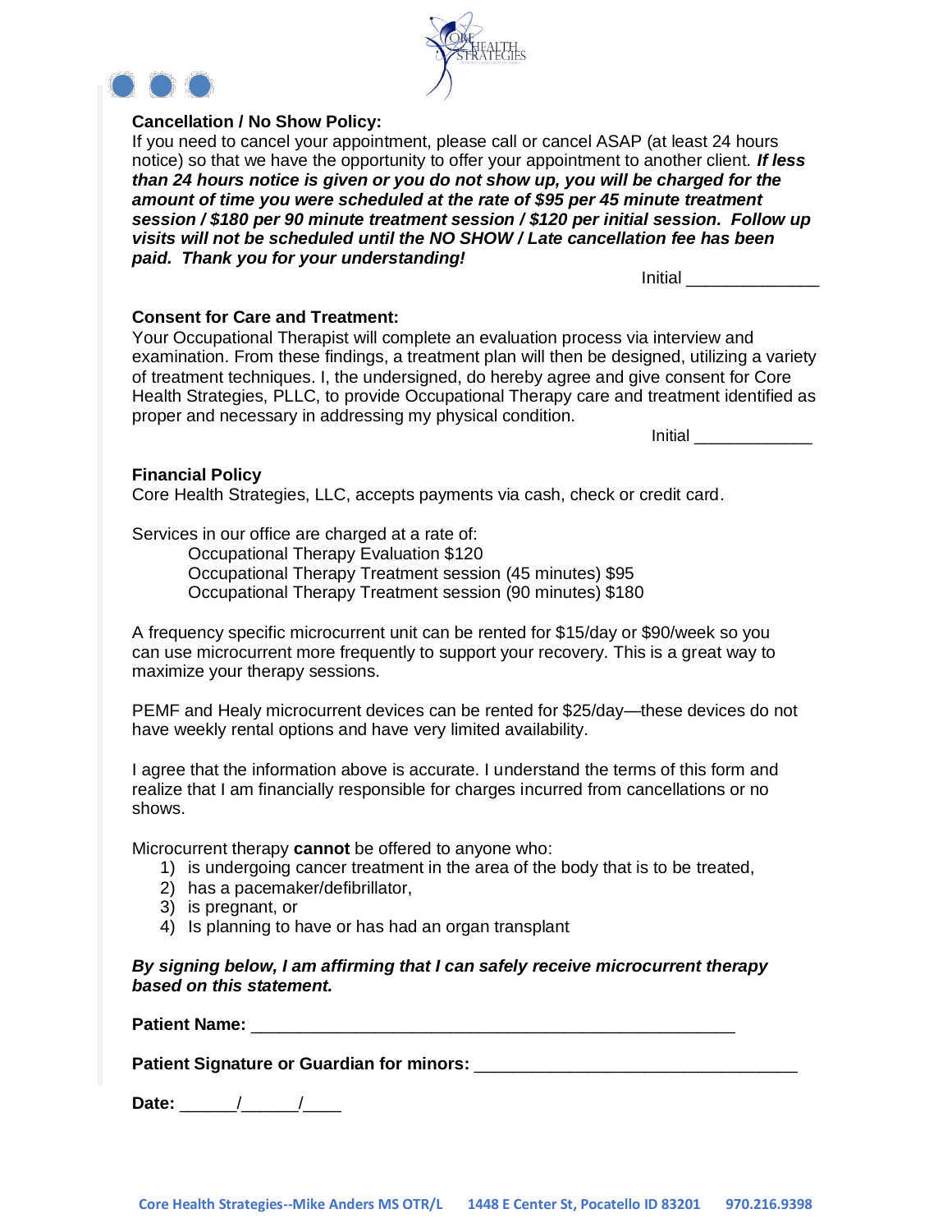**Cancellation / No Show Policy:**
If you need to cancel your appointment, please call or cancel ASAP (at least 24 hours notice) so that we have the opportunity to offer your appointment to another client. ***If less than 24 hours notice is given or you do not show up, you will be charged for the amount of time you were scheduled at the rate of $95 per 45 minute treatment session / $180 per 90 minute treatment session / $120 per initial session. Follow up visits will not be scheduled until the NO SHOW / Late cancellation fee has been paid. Thank you for your understanding!***

Initial ______________

**Consent for Care and Treatment:**
Your Occupational Therapist will complete an evaluation process via interview and examination. From these findings, a treatment plan will then be designed, utilizing a variety of treatment techniques. I, the undersigned, do hereby agree and give consent for Core Health Strategies, PLLC, to provide Occupational Therapy care and treatment identified as proper and necessary in addressing my physical condition.

Initial ____________

**Financial Policy**
Core Health Strategies, LLC, accepts payments via cash, check or credit card.

Services in our office are charged at a rate of:

Occupational Therapy Evaluation $120
Occupational Therapy Treatment session (45 minutes) $95
Occupational Therapy Treatment session (90 minutes) $180

A frequency specific microcurrent unit can be rented for $15/day or $90/week so you can use microcurrent more frequently to support your recovery. This is a great way to maximize your therapy sessions.

PEMF and Healy microcurrent devices can be rented for $25/day—these devices do not have weekly rental options and have very limited availability.

I agree that the information above is accurate. I understand the terms of this form and realize that I am financially responsible for charges incurred from cancellations or no shows.

Microcurrent therapy **cannot** be offered to anyone who:

1) is undergoing cancer treatment in the area of the body that is to be treated,
2) has a pacemaker/defibrillator,
3) is pregnant, or
4) Is planning to have or has had an organ transplant

***By signing below, I am affirming that I can safely receive microcurrent therapy based on this statement.***

**Patient Name:** ____________________________________________________

**Patient Signature or Guardian for minors:** __________________________________

**Date:** ______/______/____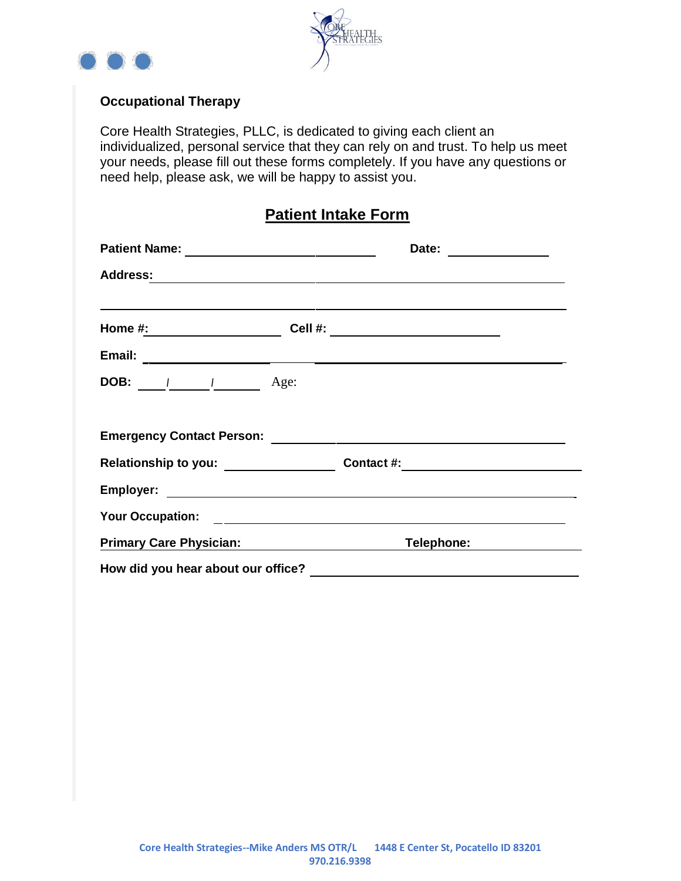### Occupational Therapy

Core Health Strategies, PLLC, is dedicated to giving each client an individualized, personal service that they can rely on and trust. To help us meet your needs, please fill out these forms completely. If you have any questions or need help, please ask, we will be happy to assist you.

## Patient Intake Form

**Patient Name:** ______________________________ **Date:** ______________

**Address:** ____________________________________________________________

________________________________________________________________________

**Home #:** ____________________ **Cell #:** ______________________

**Email:** ______________________________________________________________

**DOB:** ____/______/_______ Age:

**Emergency Contact Person:** ______________________________________________

**Relationship to you:** ________________ **Contact #:** ______________________

**Employer:** ___________________________________________________________

**Your Occupation:** _____________________________________________________

**Primary Care Physician:** ______________________ **Telephone:** ____________

**How did you hear about our office?** ______________________________________

**Core Health Strategies--Mike Anders MS OTR/L 1448 E Center St, Pocatello ID 83201 970.216.9398**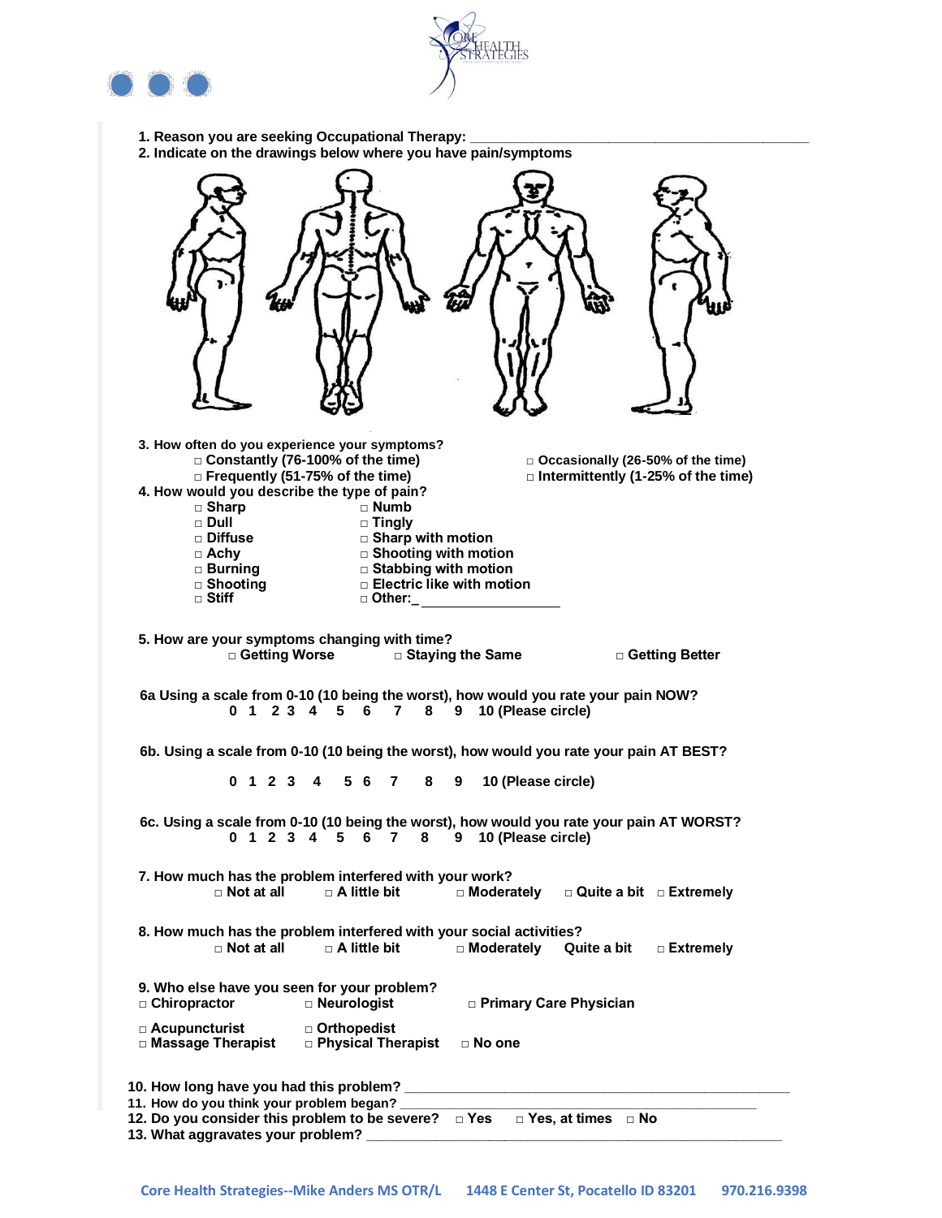1. Reason you are seeking Occupational Therapy: ___________________________________________

2. Indicate on the drawings below where you have pain/symptoms

3. How often do you experience your symptoms?
   - □ Constantly (76-100% of the time)
   - □ Frequently (51-75% of the time)
   - □ Occasionally (26-50% of the time)
   - □ Intermittently (1-25% of the time)

4. How would you describe the type of pain?
   - □ Sharp
   - □ Dull
   - □ Diffuse
   - □ Achy
   - □ Burning
   - □ Shooting
   - □ Stiff
   - □ Numb
   - □ Tingly
   - □ Sharp with motion
   - □ Shooting with motion
   - □ Stabbing with motion
   - □ Electric like with motion
   - □ Other:_ ________________

5. How are your symptoms changing with time?
   □ Getting Worse □ Staying the Same □ Getting Better

6a Using a scale from 0-10 (10 being the worst), how would you rate your pain NOW?
   0 1 2 3 4 5 6 7 8 9 10 (Please circle)

6b. Using a scale from 0-10 (10 being the worst), how would you rate your pain AT BEST?
   0 1 2 3 4 5 6 7 8 9 10 (Please circle)

6c. Using a scale from 0-10 (10 being the worst), how would you rate your pain AT WORST?
   0 1 2 3 4 5 6 7 8 9 10 (Please circle)

7. How much has the problem interfered with your work?
   □ Not at all □ A little bit □ Moderately □ Quite a bit □ Extremely

8. How much has the problem interfered with your social activities?
   □ Not at all □ A little bit □ Moderately Quite a bit □ Extremely

9. Who else have you seen for your problem?
   - □ Chiropractor
   - □ Neurologist
   - □ Primary Care Physician
   - □ Acupuncturist
   - □ Orthopedist
   - □ Massage Therapist
   - □ Physical Therapist
   - □ No one

10. How long have you had this problem? ___________________________________________

11. How do you think your problem began? ___________________________________________

12. Do you consider this problem to be severe? □ Yes □ Yes, at times □ No

13. What aggravates your problem? ___________________________________________

Core Health Strategies--Mike Anders MS OTR/L 1448 E Center St, Pocatello ID 83201 970.216.9398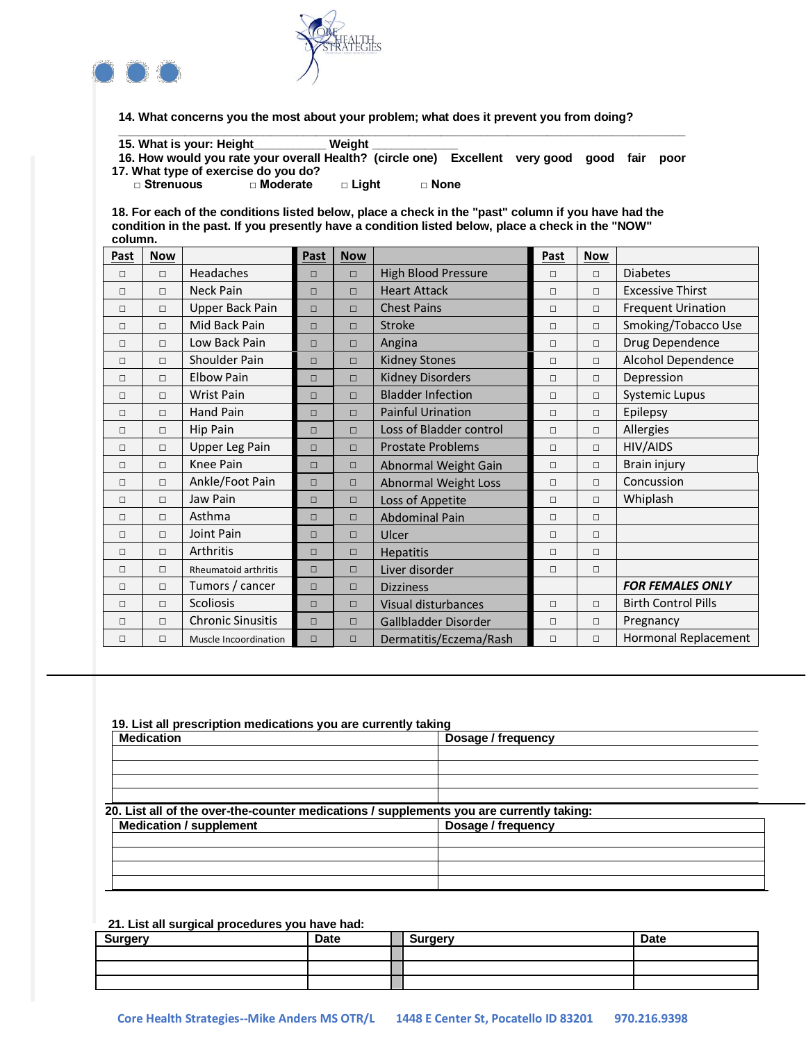14. What concerns you the most about your problem; what does it prevent you from doing?

___________________________________________________________________________________________

15. What is your: Height__________ Weight ____________

16. How would you rate your overall Health? (circle one) Excellent very good good fair poor

17. What type of exercise do you do?

□ Strenuous □ Moderate □ Light □ None

18. For each of the conditions listed below, place a check in the "past" column if you have had the condition in the past. If you presently have a condition listed below, place a check in the "NOW" column.

| Past | Now | | Past | Now | | Past | Now | |
|---|---|---|---|---|---|---|---|---|
| □ | □ | Headaches | □ | □ | High Blood Pressure | □ | □ | Diabetes |
| □ | □ | Neck Pain | □ | □ | Heart Attack | □ | □ | Excessive Thirst |
| □ | □ | Upper Back Pain | □ | □ | Chest Pains | □ | □ | Frequent Urination |
| □ | □ | Mid Back Pain | □ | □ | Stroke | □ | □ | Smoking/Tobacco Use |
| □ | □ | Low Back Pain | □ | □ | Angina | □ | □ | Drug Dependence |
| □ | □ | Shoulder Pain | □ | □ | Kidney Stones | □ | □ | Alcohol Dependence |
| □ | □ | Elbow Pain | □ | □ | Kidney Disorders | □ | □ | Depression |
| □ | □ | Wrist Pain | □ | □ | Bladder Infection | □ | □ | Systemic Lupus |
| □ | □ | Hand Pain | □ | □ | Painful Urination | □ | □ | Epilepsy |
| □ | □ | Hip Pain | □ | □ | Loss of Bladder control | □ | □ | Allergies |
| □ | □ | Upper Leg Pain | □ | □ | Prostate Problems | □ | □ | HIV/AIDS |
| □ | □ | Knee Pain | □ | □ | Abnormal Weight Gain | □ | □ | Brain injury |
| □ | □ | Ankle/Foot Pain | □ | □ | Abnormal Weight Loss | □ | □ | Concussion |
| □ | □ | Jaw Pain | □ | □ | Loss of Appetite | □ | □ | Whiplash |
| □ | □ | Asthma | □ | □ | Abdominal Pain | □ | □ | |
| □ | □ | Joint Pain | □ | □ | Ulcer | □ | □ | |
| □ | □ | Arthritis | □ | □ | Hepatitis | □ | □ | |
| □ | □ | Rheumatoid arthritis | □ | □ | Liver disorder | □ | □ | |
| □ | □ | Tumors / cancer | □ | □ | Dizziness | | | ***FOR FEMALES ONLY*** |
| □ | □ | Scoliosis | □ | □ | Visual disturbances | □ | □ | Birth Control Pills |
| □ | □ | Chronic Sinusitis | □ | □ | Gallbladder Disorder | □ | □ | Pregnancy |
| □ | □ | Muscle Incoordination | □ | □ | Dermatitis/Eczema/Rash | □ | □ | Hormonal Replacement |

19. List all prescription medications you are currently taking

| Medication | Dosage / frequency |
|---|---|
| | |
| | |
| | |
| | |

20. List all of the over-the-counter medications / supplements you are currently taking:

| Medication / supplement | Dosage / frequency |
|---|---|
| | |
| | |
| | |
| | |

21. List all surgical procedures you have had:

| Surgery | Date | | Surgery | Date |
|---|---|---|---|---|
| | | | | |
| | | | | |
| | | | | |

Core Health Strategies--Mike Anders MS OTR/L 1448 E Center St, Pocatello ID 83201 970.216.9398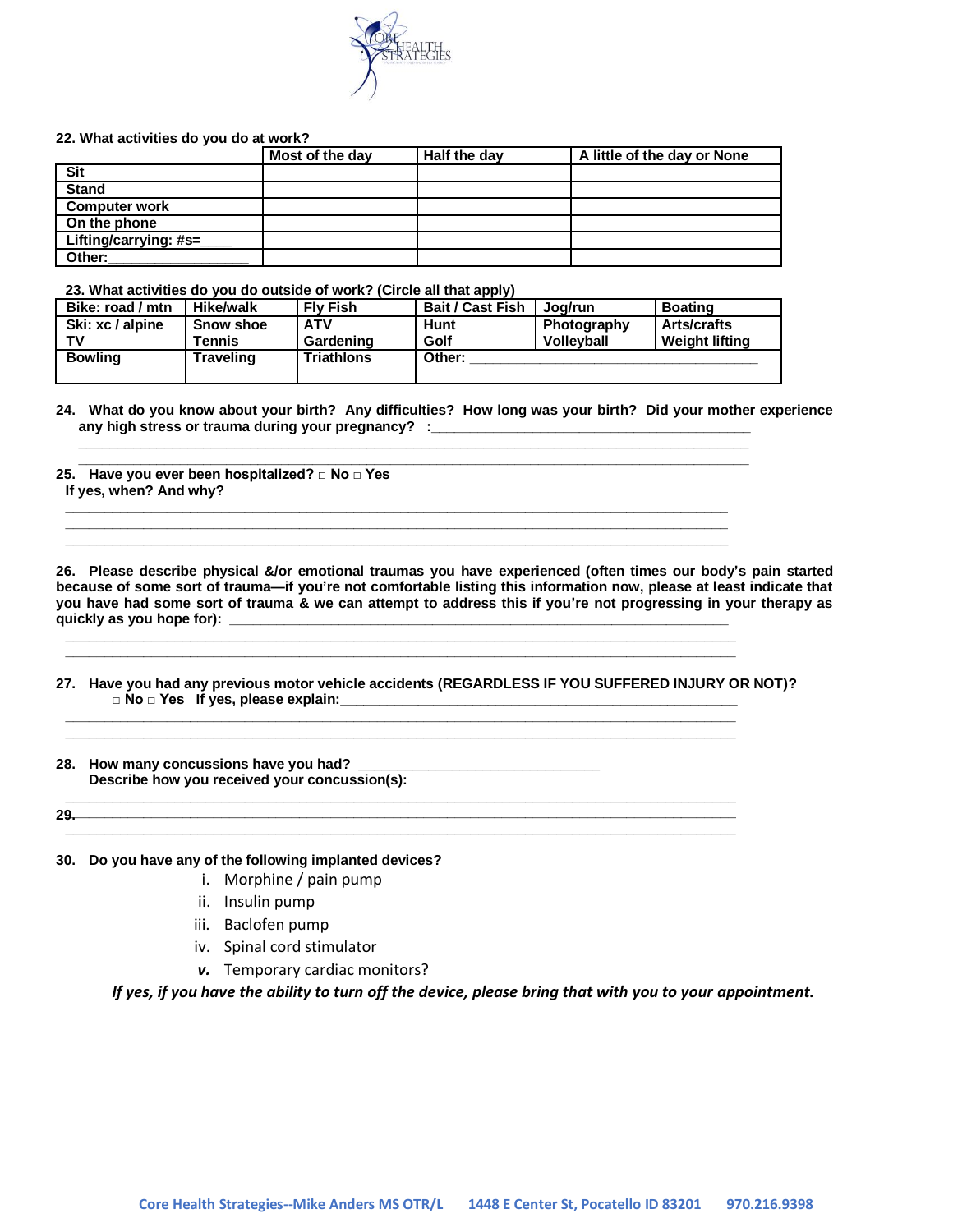**22. What activities do you do at work?**

| | Most of the day | Half the day | A little of the day or None |
|---|---|---|---|
| Sit | | | |
| Stand | | | |
| Computer work | | | |
| On the phone | | | |
| Lifting/carrying: #s=____ | | | |
| Other:__________________ | | | |

**23. What activities do you do outside of work? (Circle all that apply)**

| | | | | | |
|---|---|---|---|---|---|
| Bike: road / mtn | Hike/walk | Fly Fish | Bait / Cast Fish | Jog/run | Boating |
| Ski: xc / alpine | Snow shoe | ATV | Hunt | Photography | Arts/crafts |
| TV | Tennis | Gardening | Golf | Volleyball | Weight lifting |
| Bowling | Traveling | Triathlons | Other: ____________________________________ | | |

**24. What do you know about your birth? Any difficulties? How long was your birth? Did your mother experience any high stress or trauma during your pregnancy? :________________________________________**

________________________________________________________________________________

________________________________________________________________________________

**25. Have you ever been hospitalized? □ No □ Yes**
**If yes, when? And why?**

________________________________________________________________________________

________________________________________________________________________________

________________________________________________________________________________

**26. Please describe physical &/or emotional traumas you have experienced (often times our body's pain started because of some sort of trauma—if you're not comfortable listing this information now, please at least indicate that you have had some sort of trauma & we can attempt to address this if you're not progressing in your therapy as quickly as you hope for): _______________________________________________________________**

________________________________________________________________________________

________________________________________________________________________________

**27. Have you had any previous motor vehicle accidents (REGARDLESS IF YOU SUFFERED INJURY OR NOT)?**
**□ No □ Yes If yes, please explain:_____________________________________________________**

________________________________________________________________________________

________________________________________________________________________________

**28. How many concussions have you had? ______________________________**
**Describe how you received your concussion(s):**

________________________________________________________________________________

**29.**______________________________________________________________________________

________________________________________________________________________________

**30. Do you have any of the following implanted devices?**

i. Morphine / pain pump
ii. Insulin pump
iii. Baclofen pump
iv. Spinal cord stimulator
***v.*** Temporary cardiac monitors?

***If yes, if you have the ability to turn off the device, please bring that with you to your appointment.***

**Core Health Strategies--Mike Anders MS OTR/L 1448 E Center St, Pocatello ID 83201 970.216.9398**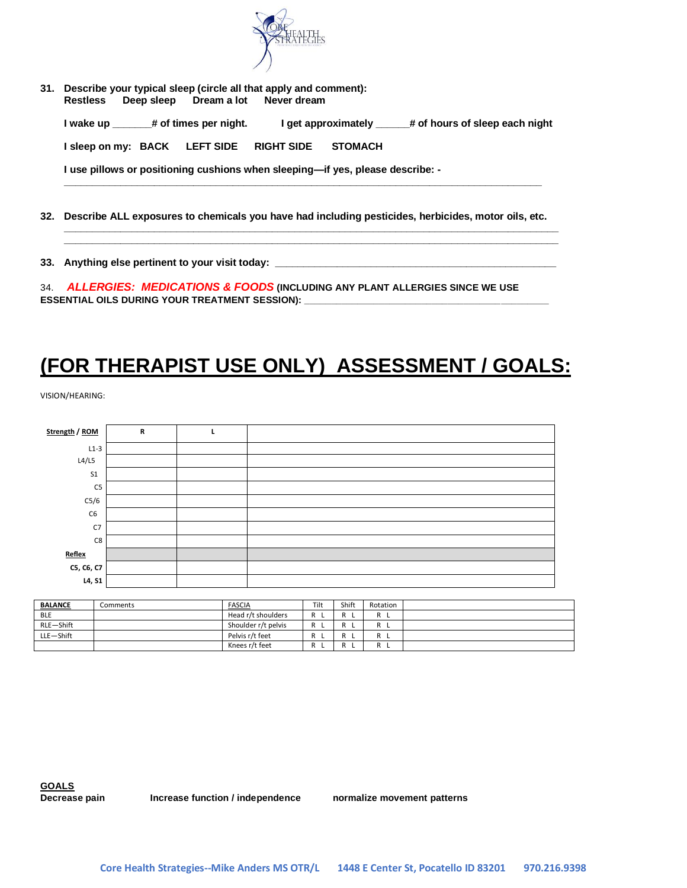**31. Describe your typical sleep (circle all that apply and comment):**
**Restless Deep sleep Dream a lot Never dream**

**I wake up _______# of times per night. I get approximately ______# of hours of sleep each night**

**I sleep on my: BACK LEFT SIDE RIGHT SIDE STOMACH**

**I use pillows or positioning cushions when sleeping—if yes, please describe: -**

**______________________________________________________________________________________**

**32. Describe ALL exposures to chemicals you have had including pesticides, herbicides, motor oils, etc.**

**______________________________________________________________________________________**

**______________________________________________________________________________________**

**33. Anything else pertinent to your visit today: ____________________________________________________**

34. ***ALLERGIES: MEDICATIONS & FOODS*** **(INCLUDING ANY PLANT ALLERGIES SINCE WE USE ESSENTIAL OILS DURING YOUR TREATMENT SESSION): ______________________________________________**

# (FOR THERAPIST USE ONLY) ASSESSMENT / GOALS:

VISION/HEARING:

| **Strength / ROM** | **R** | **L** | |
|---|---|---|---|
| L1-3 | | | |
| L4/L5 | | | |
| S1 | | | |
| C5 | | | |
| C5/6 | | | |
| C6 | | | |
| C7 | | | |
| C8 | | | |
| **Reflex** | | | |
| **C5, C6, C7** | | | |
| **L4, S1** | | | |

| **BALANCE** | Comments | FASCIA | Tilt | Shift | Rotation | |
|---|---|---|---|---|---|---|
| BLE | | Head r/t shoulders | R L | R L | R L | |
| RLE—Shift | | Shoulder r/t pelvis | R L | R L | R L | |
| LLE—Shift | | Pelvis r/t feet | R L | R L | R L | |
| | | Knees r/t feet | R L | R L | R L | |

**GOALS**

**Decrease pain Increase function / independence normalize movement patterns**

**Core Health Strategies--Mike Anders MS OTR/L 1448 E Center St, Pocatello ID 83201 970.216.9398**